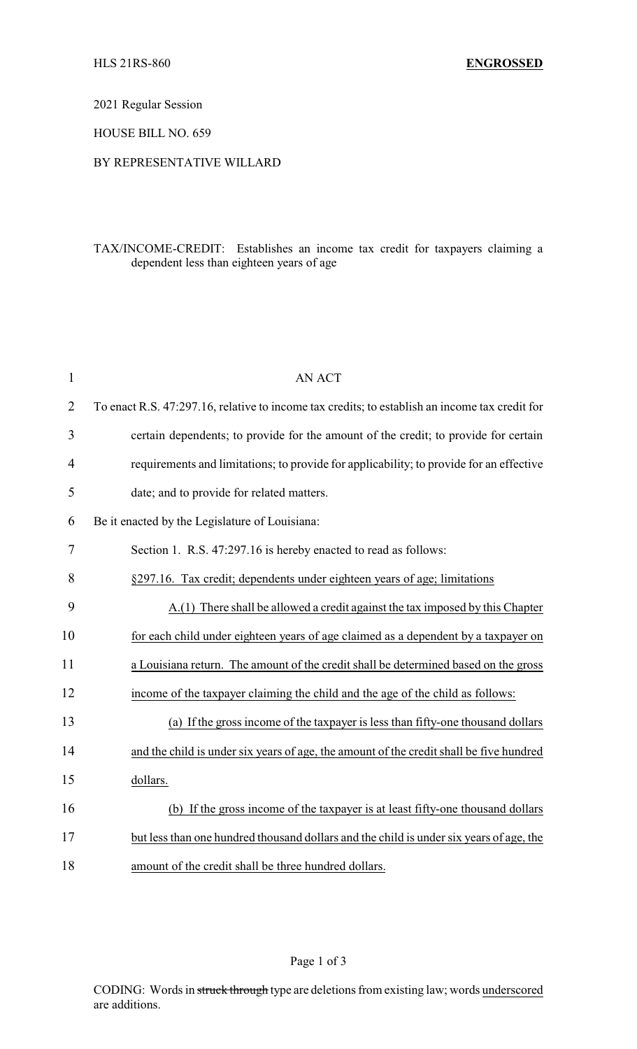HLS 21RS-860 **ENGROSSED**

2021 Regular Session

HOUSE BILL NO. 659

BY REPRESENTATIVE WILLARD

TAX/INCOME-CREDIT: Establishes an income tax credit for taxpayers claiming a dependent less than eighteen years of age

AN ACT

To enact R.S. 47:297.16, relative to income tax credits; to establish an income tax credit for certain dependents; to provide for the amount of the credit; to provide for certain requirements and limitations; to provide for applicability; to provide for an effective date; and to provide for related matters.

Be it enacted by the Legislature of Louisiana:

Section 1. R.S. 47:297.16 is hereby enacted to read as follows:

§297.16. Tax credit; dependents under eighteen years of age; limitations

A.(1) There shall be allowed a credit against the tax imposed by this Chapter for each child under eighteen years of age claimed as a dependent by a taxpayer on a Louisiana return. The amount of the credit shall be determined based on the gross income of the taxpayer claiming the child and the age of the child as follows:

(a) If the gross income of the taxpayer is less than fifty-one thousand dollars and the child is under six years of age, the amount of the credit shall be five hundred dollars.

(b) If the gross income of the taxpayer is at least fifty-one thousand dollars but less than one hundred thousand dollars and the child is under six years of age, the amount of the credit shall be three hundred dollars.

CODING: Words in ~~struck through~~ type are deletions from existing law; words underscored are additions.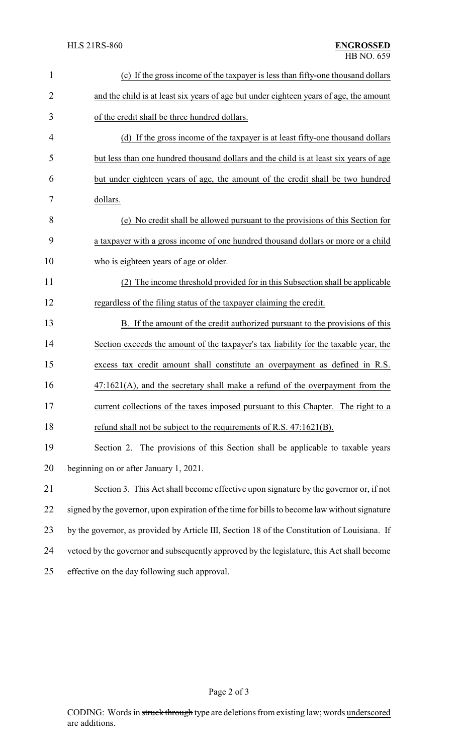(c) If the gross income of the taxpayer is less than fifty-one thousand dollars and the child is at least six years of age but under eighteen years of age, the amount of the credit shall be three hundred dollars.

(d) If the gross income of the taxpayer is at least fifty-one thousand dollars but less than one hundred thousand dollars and the child is at least six years of age but under eighteen years of age, the amount of the credit shall be two hundred dollars.

(e) No credit shall be allowed pursuant to the provisions of this Section for a taxpayer with a gross income of one hundred thousand dollars or more or a child who is eighteen years of age or older.

(2) The income threshold provided for in this Subsection shall be applicable regardless of the filing status of the taxpayer claiming the credit.

B. If the amount of the credit authorized pursuant to the provisions of this Section exceeds the amount of the taxpayer's tax liability for the taxable year, the excess tax credit amount shall constitute an overpayment as defined in R.S. 47:1621(A), and the secretary shall make a refund of the overpayment from the current collections of the taxes imposed pursuant to this Chapter. The right to a refund shall not be subject to the requirements of R.S. 47:1621(B).

Section 2. The provisions of this Section shall be applicable to taxable years beginning on or after January 1, 2021.

Section 3. This Act shall become effective upon signature by the governor or, if not signed by the governor, upon expiration of the time for bills to become law without signature by the governor, as provided by Article III, Section 18 of the Constitution of Louisiana. If vetoed by the governor and subsequently approved by the legislature, this Act shall become effective on the day following such approval.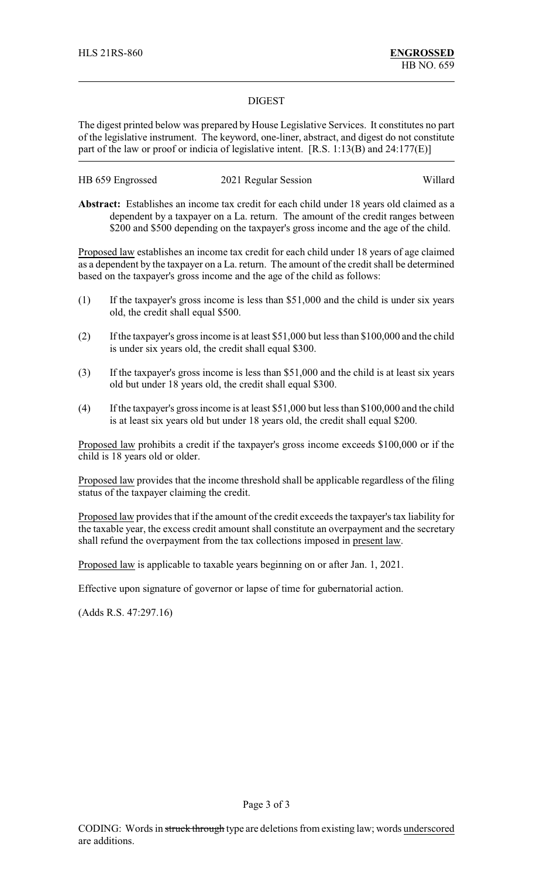HLS 21RS-860 **ENGROSSED**
HB NO. 659

## DIGEST

The digest printed below was prepared by House Legislative Services. It constitutes no part of the legislative instrument. The keyword, one-liner, abstract, and digest do not constitute part of the law or proof or indicia of legislative intent. [R.S. 1:13(B) and 24:177(E)]

HB 659 Engrossed 2021 Regular Session Willard

**Abstract:** Establishes an income tax credit for each child under 18 years old claimed as a dependent by a taxpayer on a La. return. The amount of the credit ranges between $200 and $500 depending on the taxpayer's gross income and the age of the child.

Proposed law establishes an income tax credit for each child under 18 years of age claimed as a dependent by the taxpayer on a La. return. The amount of the credit shall be determined based on the taxpayer's gross income and the age of the child as follows:

(1) If the taxpayer's gross income is less than $51,000 and the child is under six years old, the credit shall equal $500.

(2) If the taxpayer's gross income is at least $51,000 but less than $100,000 and the child is under six years old, the credit shall equal $300.

(3) If the taxpayer's gross income is less than $51,000 and the child is at least six years old but under 18 years old, the credit shall equal $300.

(4) If the taxpayer's gross income is at least $51,000 but less than $100,000 and the child is at least six years old but under 18 years old, the credit shall equal $200.

Proposed law prohibits a credit if the taxpayer's gross income exceeds $100,000 or if the child is 18 years old or older.

Proposed law provides that the income threshold shall be applicable regardless of the filing status of the taxpayer claiming the credit.

Proposed law provides that if the amount of the credit exceeds the taxpayer's tax liability for the taxable year, the excess credit amount shall constitute an overpayment and the secretary shall refund the overpayment from the tax collections imposed in present law.

Proposed law is applicable to taxable years beginning on or after Jan. 1, 2021.

Effective upon signature of governor or lapse of time for gubernatorial action.

(Adds R.S. 47:297.16)

CODING: Words in ~~struck through~~ type are deletions from existing law; words underscored are additions.